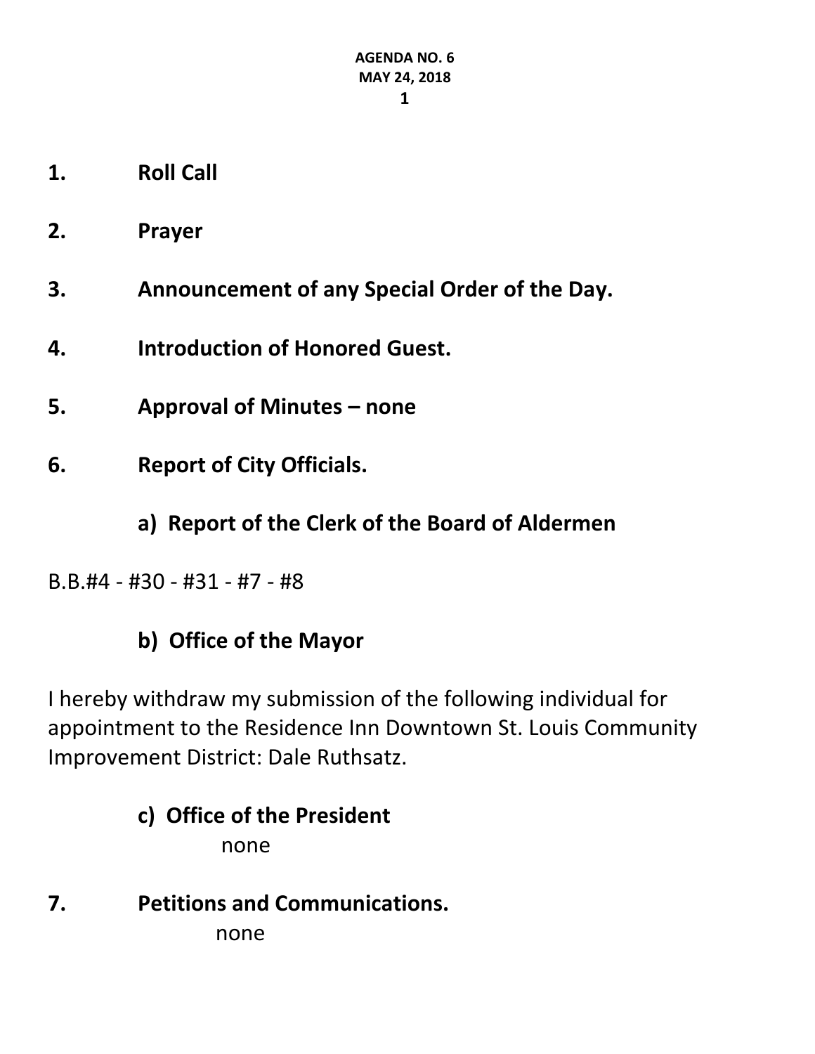**AGENDA NO. 6**
**MAY 24, 2018**

1. **Roll Call**

2. **Prayer**

3. **Announcement of any Special Order of the Day.**

4. **Introduction of Honored Guest.**

5. **Approval of Minutes – none**

6. **Report of City Officials.**

   **a) Report of the Clerk of the Board of Aldermen**

B.B.#4 - #30 - #31 - #7 - #8

   **b) Office of the Mayor**

I hereby withdraw my submission of the following individual for appointment to the Residence Inn Downtown St. Louis Community Improvement District: Dale Ruthsatz.

   **c) Office of the President**

   none

7. **Petitions and Communications.**

   none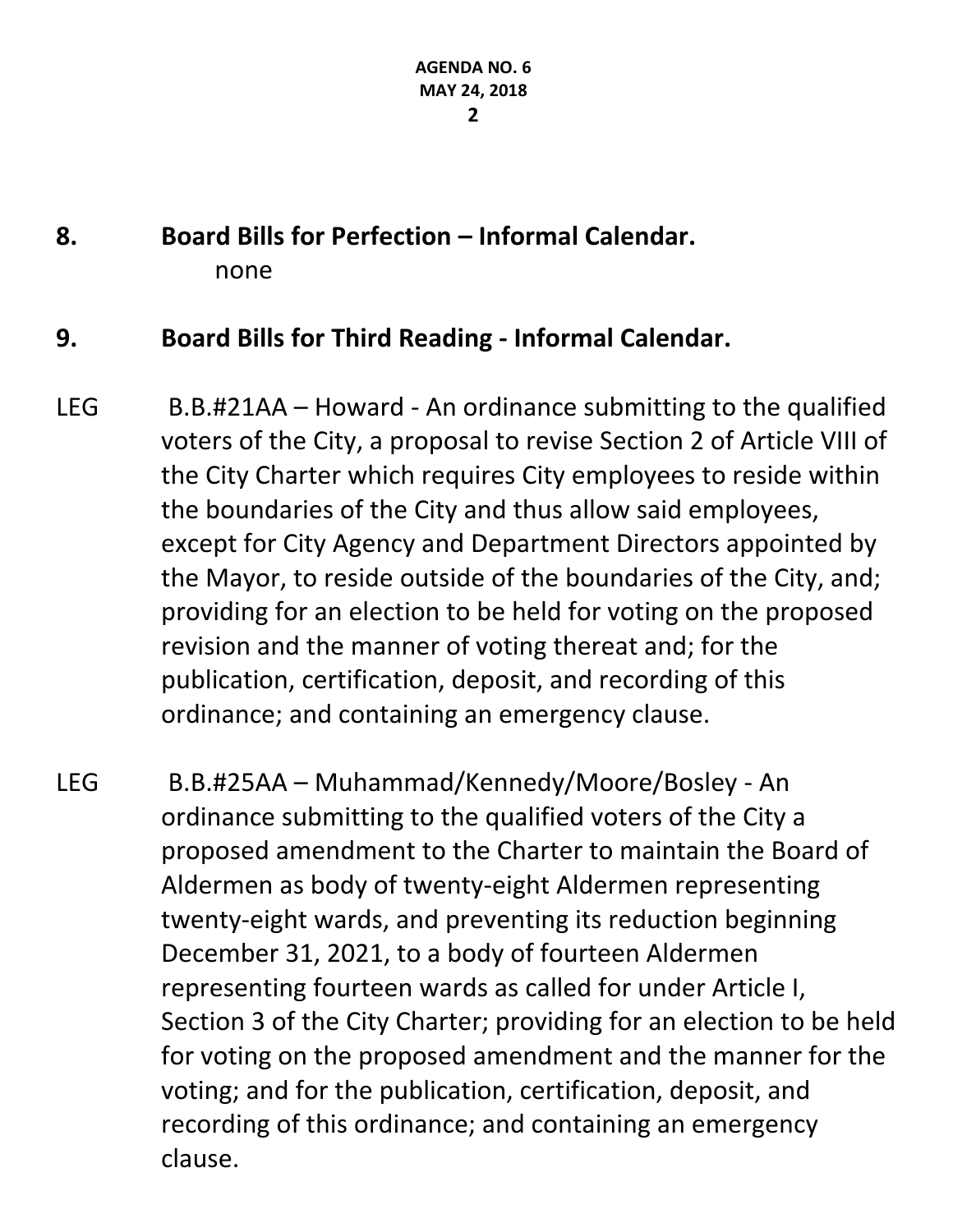**8. Board Bills for Perfection – Informal Calendar.**

none

**9. Board Bills for Third Reading - Informal Calendar.**

LEG B.B.#21AA – Howard - An ordinance submitting to the qualified voters of the City, a proposal to revise Section 2 of Article VIII of the City Charter which requires City employees to reside within the boundaries of the City and thus allow said employees, except for City Agency and Department Directors appointed by the Mayor, to reside outside of the boundaries of the City, and; providing for an election to be held for voting on the proposed revision and the manner of voting thereat and; for the publication, certification, deposit, and recording of this ordinance; and containing an emergency clause.

LEG B.B.#25AA – Muhammad/Kennedy/Moore/Bosley - An ordinance submitting to the qualified voters of the City a proposed amendment to the Charter to maintain the Board of Aldermen as body of twenty-eight Aldermen representing twenty-eight wards, and preventing its reduction beginning December 31, 2021, to a body of fourteen Aldermen representing fourteen wards as called for under Article I, Section 3 of the City Charter; providing for an election to be held for voting on the proposed amendment and the manner for the voting; and for the publication, certification, deposit, and recording of this ordinance; and containing an emergency clause.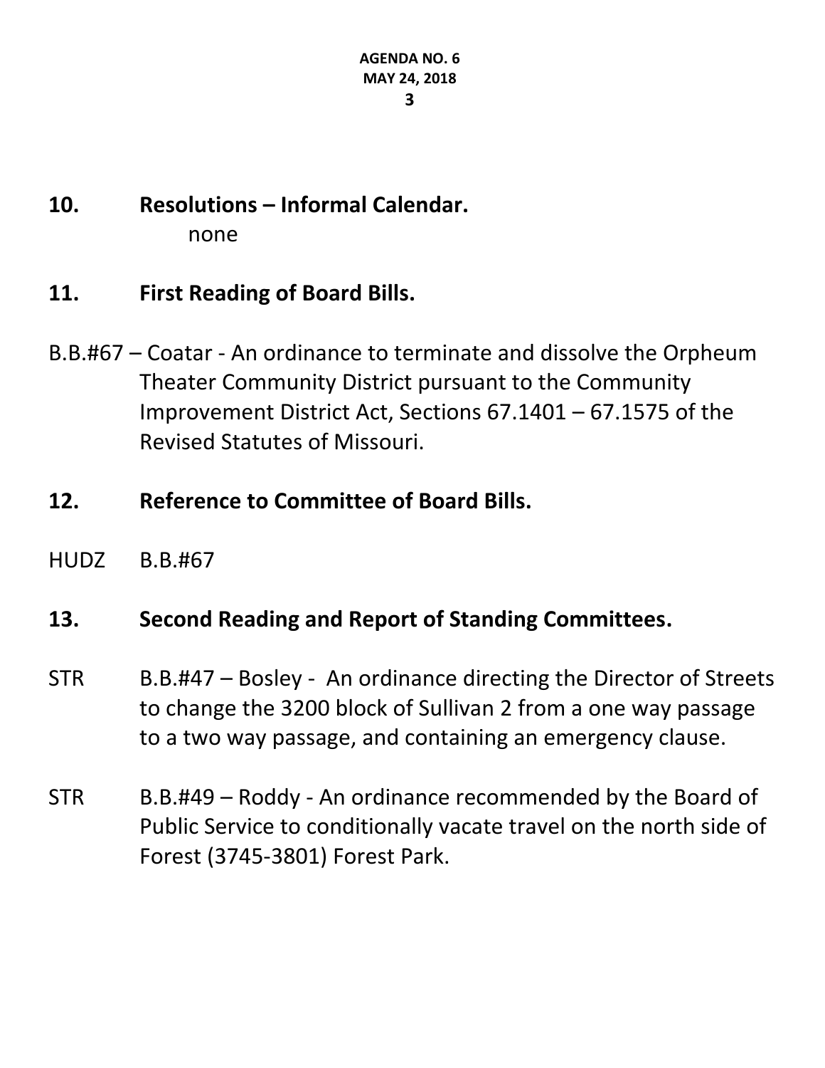**10. Resolutions – Informal Calendar.**

none

**11. First Reading of Board Bills.**

B.B.#67 – Coatar - An ordinance to terminate and dissolve the Orpheum Theater Community District pursuant to the Community Improvement District Act, Sections 67.1401 – 67.1575 of the Revised Statutes of Missouri.

**12. Reference to Committee of Board Bills.**

HUDZ B.B.#67

**13. Second Reading and Report of Standing Committees.**

STR B.B.#47 – Bosley - An ordinance directing the Director of Streets to change the 3200 block of Sullivan 2 from a one way passage to a two way passage, and containing an emergency clause.

STR B.B.#49 – Roddy - An ordinance recommended by the Board of Public Service to conditionally vacate travel on the north side of Forest (3745-3801) Forest Park.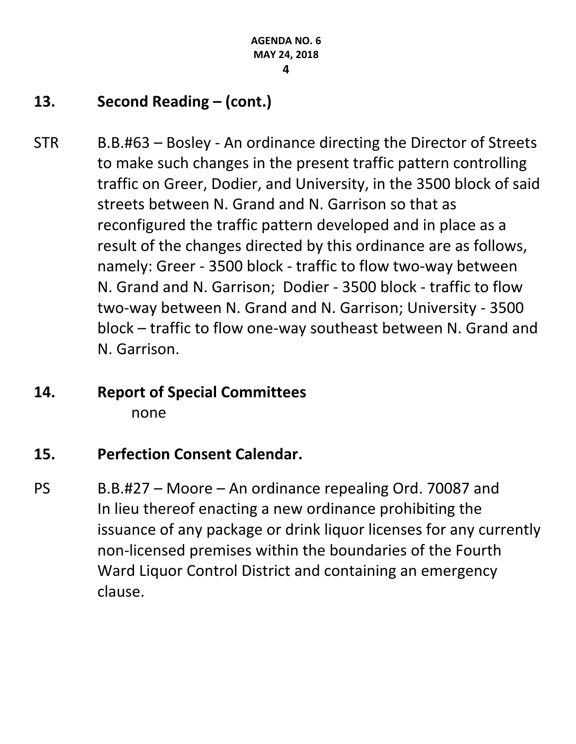## 13. Second Reading – (cont.)

STR B.B.#63 – Bosley - An ordinance directing the Director of Streets to make such changes in the present traffic pattern controlling traffic on Greer, Dodier, and University, in the 3500 block of said streets between N. Grand and N. Garrison so that as reconfigured the traffic pattern developed and in place as a result of the changes directed by this ordinance are as follows, namely: Greer - 3500 block - traffic to flow two-way between N. Grand and N. Garrison; Dodier - 3500 block - traffic to flow two-way between N. Grand and N. Garrison; University - 3500 block – traffic to flow one-way southeast between N. Grand and N. Garrison.

## 14. Report of Special Committees

none

## 15. Perfection Consent Calendar.

PS B.B.#27 – Moore – An ordinance repealing Ord. 70087 and In lieu thereof enacting a new ordinance prohibiting the issuance of any package or drink liquor licenses for any currently non-licensed premises within the boundaries of the Fourth Ward Liquor Control District and containing an emergency clause.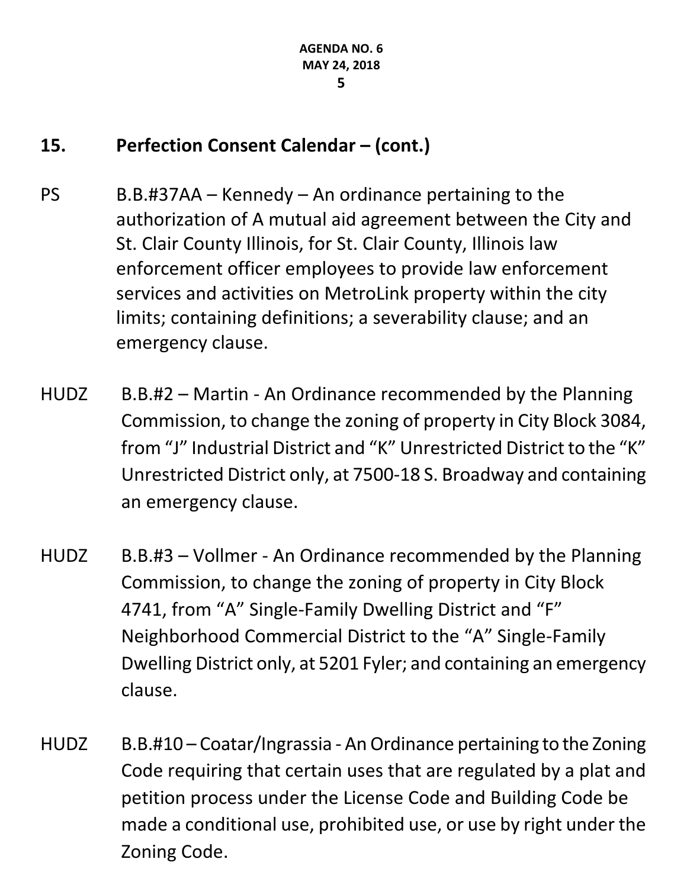## 15. Perfection Consent Calendar – (cont.)

PS B.B.#37AA – Kennedy – An ordinance pertaining to the authorization of A mutual aid agreement between the City and St. Clair County Illinois, for St. Clair County, Illinois law enforcement officer employees to provide law enforcement services and activities on MetroLink property within the city limits; containing definitions; a severability clause; and an emergency clause.

HUDZ B.B.#2 – Martin - An Ordinance recommended by the Planning Commission, to change the zoning of property in City Block 3084, from "J" Industrial District and "K" Unrestricted District to the "K" Unrestricted District only, at 7500-18 S. Broadway and containing an emergency clause.

HUDZ B.B.#3 – Vollmer - An Ordinance recommended by the Planning Commission, to change the zoning of property in City Block 4741, from "A" Single-Family Dwelling District and "F" Neighborhood Commercial District to the "A" Single-Family Dwelling District only, at 5201 Fyler; and containing an emergency clause.

HUDZ B.B.#10 – Coatar/Ingrassia - An Ordinance pertaining to the Zoning Code requiring that certain uses that are regulated by a plat and petition process under the License Code and Building Code be made a conditional use, prohibited use, or use by right under the Zoning Code.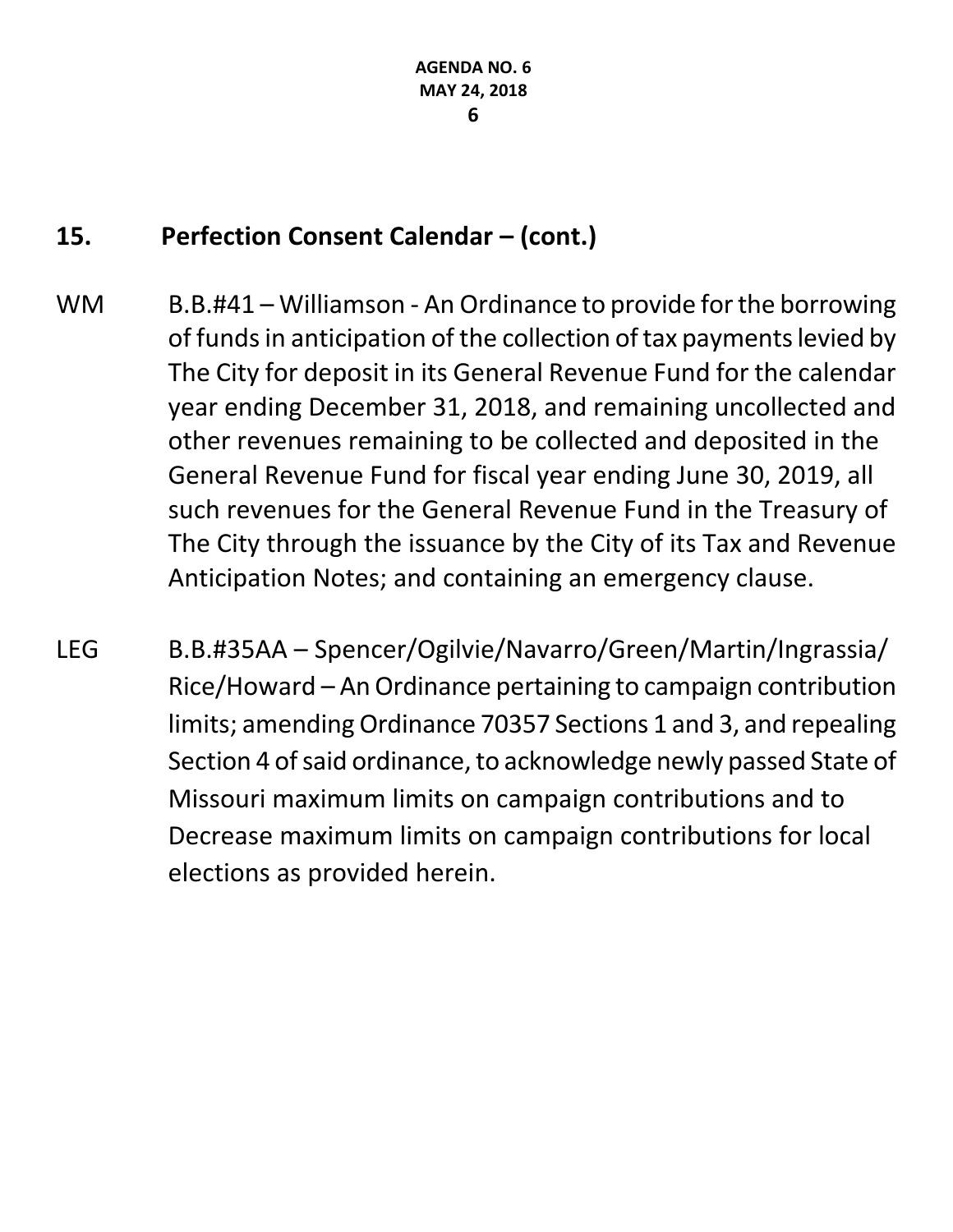## 15. Perfection Consent Calendar – (cont.)

WM B.B.#41 – Williamson - An Ordinance to provide for the borrowing of funds in anticipation of the collection of tax payments levied by The City for deposit in its General Revenue Fund for the calendar year ending December 31, 2018, and remaining uncollected and other revenues remaining to be collected and deposited in the General Revenue Fund for fiscal year ending June 30, 2019, all such revenues for the General Revenue Fund in the Treasury of The City through the issuance by the City of its Tax and Revenue Anticipation Notes; and containing an emergency clause.

LEG B.B.#35AA – Spencer/Ogilvie/Navarro/Green/Martin/Ingrassia/Rice/Howard – An Ordinance pertaining to campaign contribution limits; amending Ordinance 70357 Sections 1 and 3, and repealing Section 4 of said ordinance, to acknowledge newly passed State of Missouri maximum limits on campaign contributions and to Decrease maximum limits on campaign contributions for local elections as provided herein.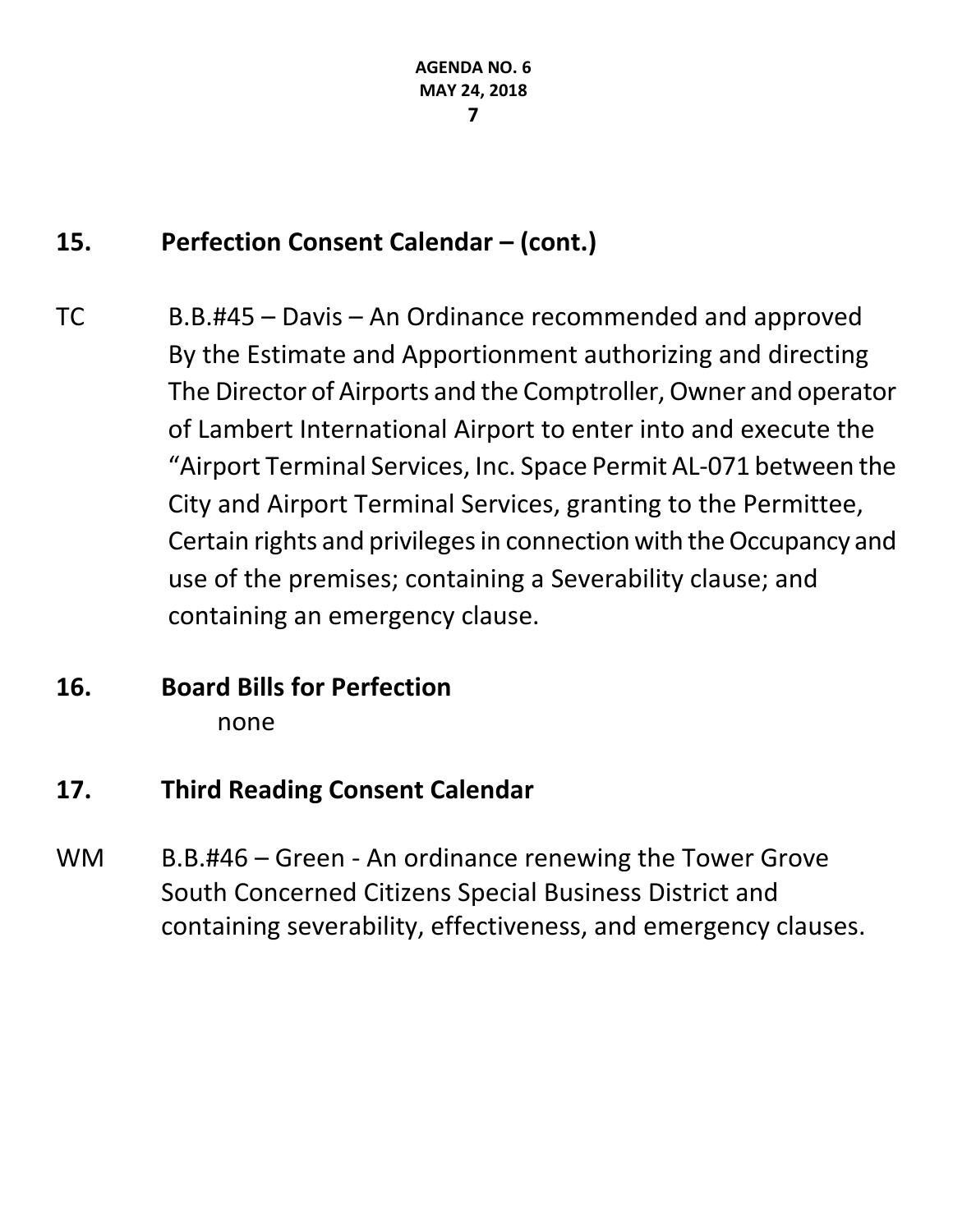## 15. Perfection Consent Calendar – (cont.)

TC B.B.#45 – Davis – An Ordinance recommended and approved By the Estimate and Apportionment authorizing and directing The Director of Airports and the Comptroller, Owner and operator of Lambert International Airport to enter into and execute the "Airport Terminal Services, Inc. Space Permit AL-071 between the City and Airport Terminal Services, granting to the Permittee, Certain rights and privileges in connection with the Occupancy and use of the premises; containing a Severability clause; and containing an emergency clause.

## 16. Board Bills for Perfection

none

## 17. Third Reading Consent Calendar

WM B.B.#46 – Green - An ordinance renewing the Tower Grove South Concerned Citizens Special Business District and containing severability, effectiveness, and emergency clauses.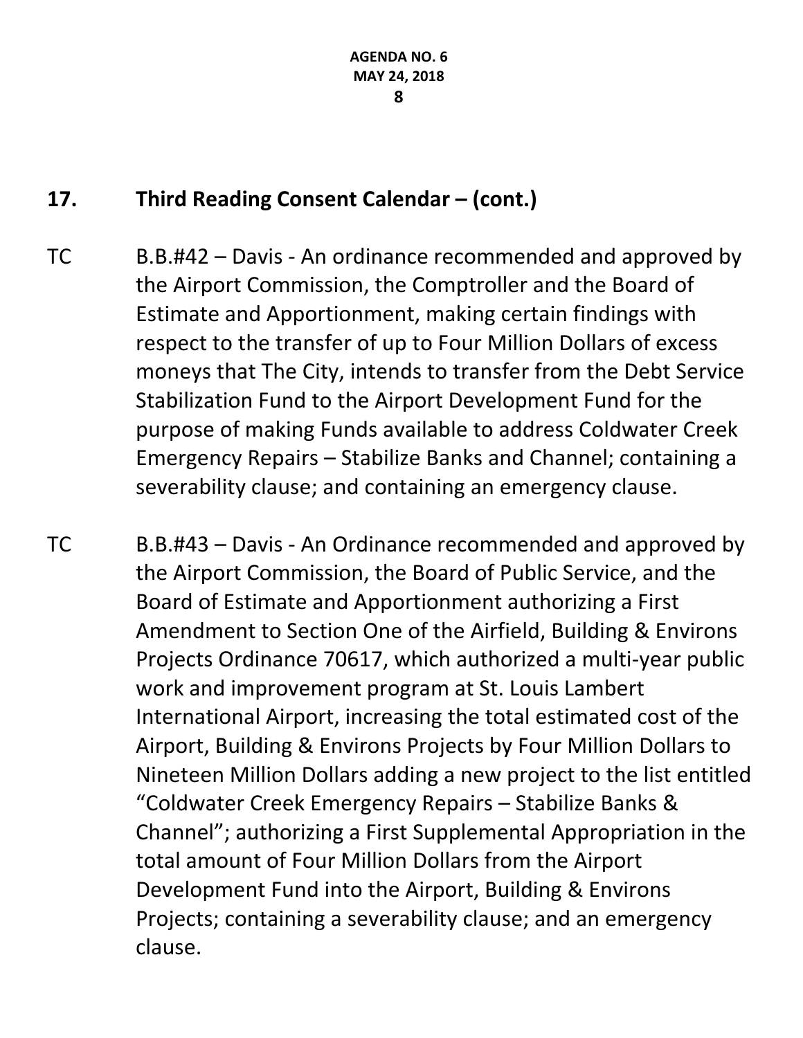## 17. Third Reading Consent Calendar – (cont.)

TC B.B.#42 – Davis - An ordinance recommended and approved by the Airport Commission, the Comptroller and the Board of Estimate and Apportionment, making certain findings with respect to the transfer of up to Four Million Dollars of excess moneys that The City, intends to transfer from the Debt Service Stabilization Fund to the Airport Development Fund for the purpose of making Funds available to address Coldwater Creek Emergency Repairs – Stabilize Banks and Channel; containing a severability clause; and containing an emergency clause.

TC B.B.#43 – Davis - An Ordinance recommended and approved by the Airport Commission, the Board of Public Service, and the Board of Estimate and Apportionment authorizing a First Amendment to Section One of the Airfield, Building & Environs Projects Ordinance 70617, which authorized a multi-year public work and improvement program at St. Louis Lambert International Airport, increasing the total estimated cost of the Airport, Building & Environs Projects by Four Million Dollars to Nineteen Million Dollars adding a new project to the list entitled "Coldwater Creek Emergency Repairs – Stabilize Banks & Channel"; authorizing a First Supplemental Appropriation in the total amount of Four Million Dollars from the Airport Development Fund into the Airport, Building & Environs Projects; containing a severability clause; and an emergency clause.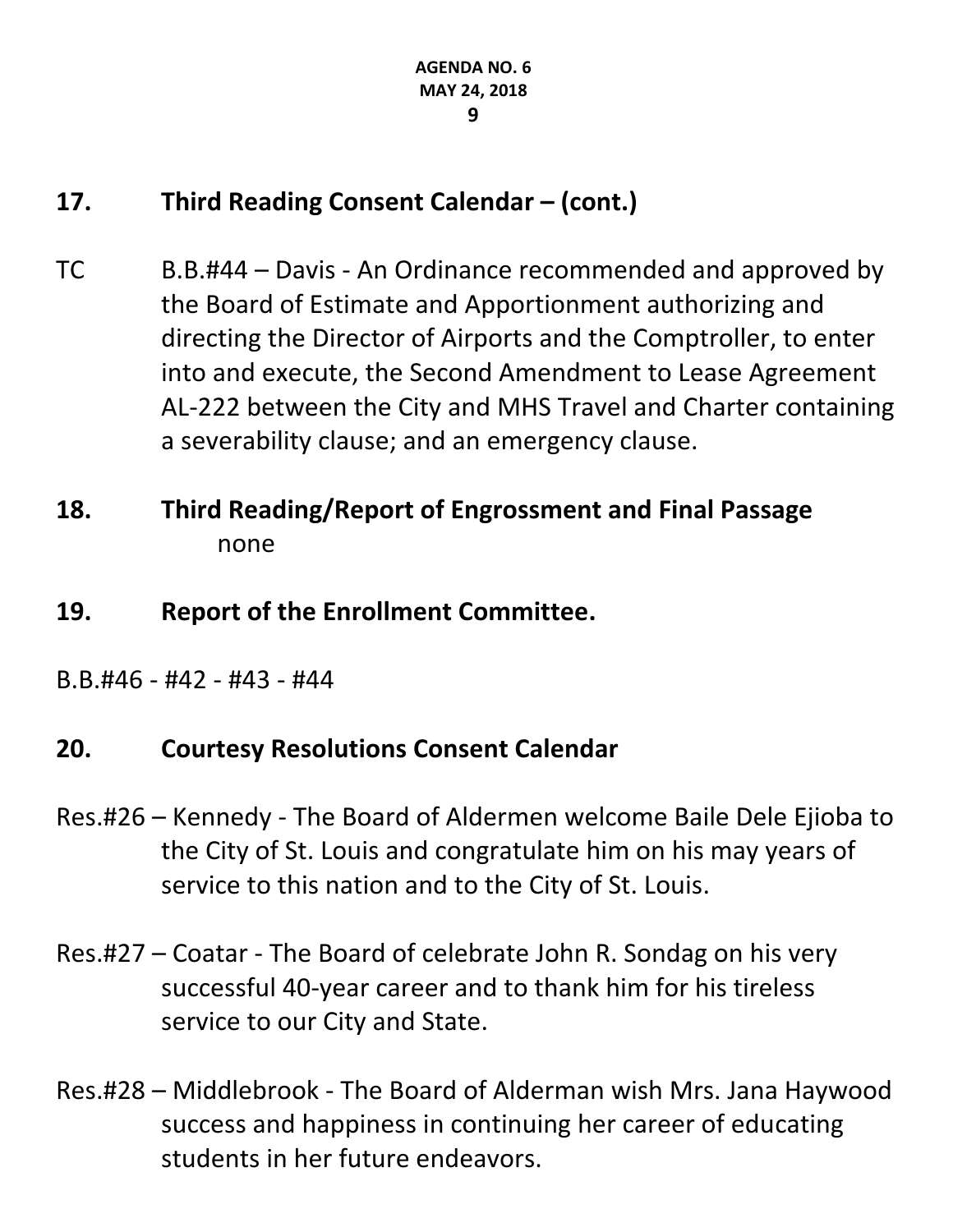## 17. Third Reading Consent Calendar – (cont.)

TC B.B.#44 – Davis - An Ordinance recommended and approved by the Board of Estimate and Apportionment authorizing and directing the Director of Airports and the Comptroller, to enter into and execute, the Second Amendment to Lease Agreement AL-222 between the City and MHS Travel and Charter containing a severability clause; and an emergency clause.

## 18. Third Reading/Report of Engrossment and Final Passage

none

## 19. Report of the Enrollment Committee.

B.B.#46 - #42 - #43 - #44

## 20. Courtesy Resolutions Consent Calendar

Res.#26 – Kennedy - The Board of Aldermen welcome Baile Dele Ejioba to the City of St. Louis and congratulate him on his may years of service to this nation and to the City of St. Louis.

Res.#27 – Coatar - The Board of celebrate John R. Sondag on his very successful 40-year career and to thank him for his tireless service to our City and State.

Res.#28 – Middlebrook - The Board of Alderman wish Mrs. Jana Haywood success and happiness in continuing her career of educating students in her future endeavors.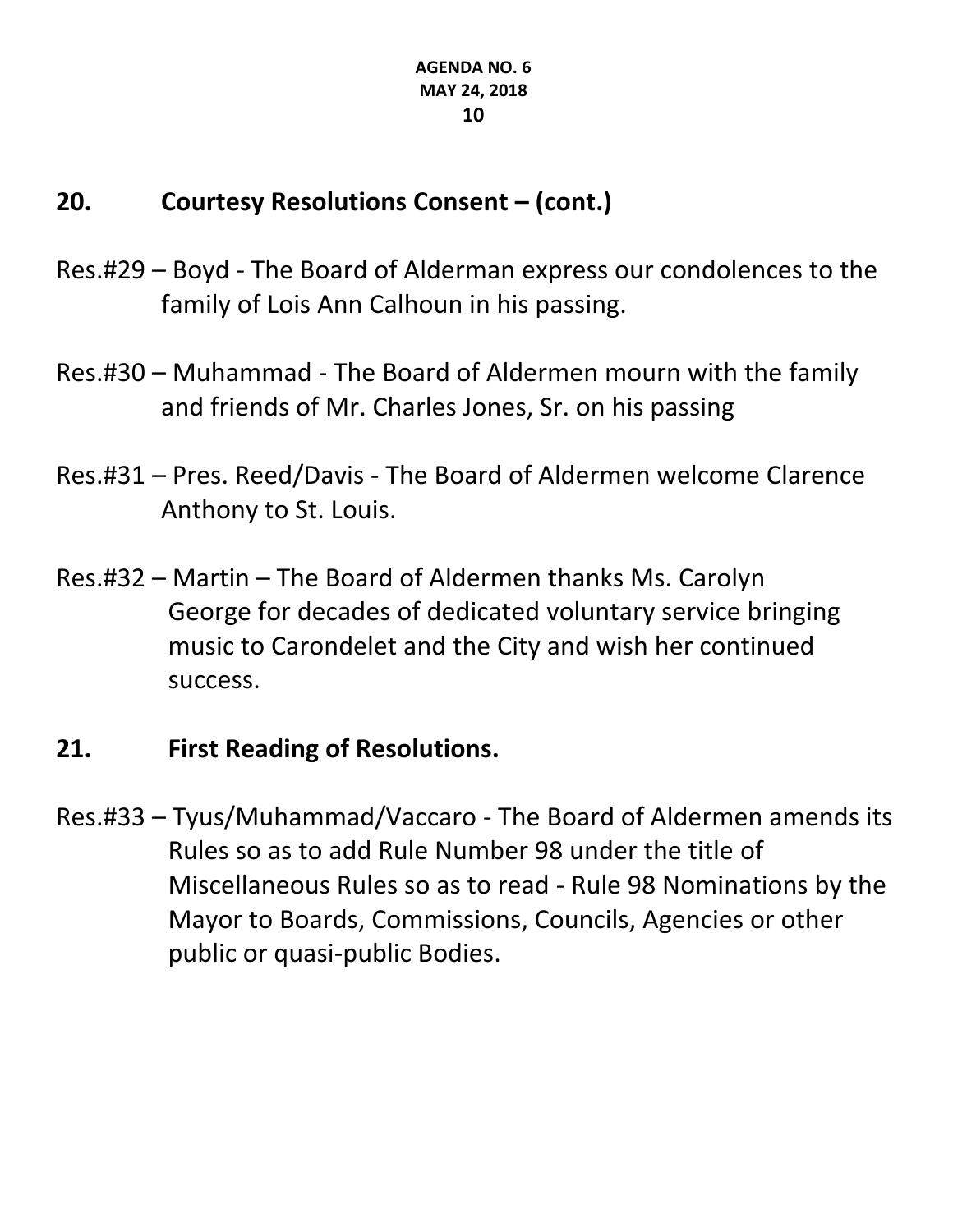## 20. Courtesy Resolutions Consent – (cont.)

Res.#29 – Boyd - The Board of Alderman express our condolences to the family of Lois Ann Calhoun in his passing.

Res.#30 – Muhammad - The Board of Aldermen mourn with the family and friends of Mr. Charles Jones, Sr. on his passing

Res.#31 – Pres. Reed/Davis - The Board of Aldermen welcome Clarence Anthony to St. Louis.

Res.#32 – Martin – The Board of Aldermen thanks Ms. Carolyn George for decades of dedicated voluntary service bringing music to Carondelet and the City and wish her continued success.

## 21. First Reading of Resolutions.

Res.#33 – Tyus/Muhammad/Vaccaro - The Board of Aldermen amends its Rules so as to add Rule Number 98 under the title of Miscellaneous Rules so as to read - Rule 98 Nominations by the Mayor to Boards, Commissions, Councils, Agencies or other public or quasi-public Bodies.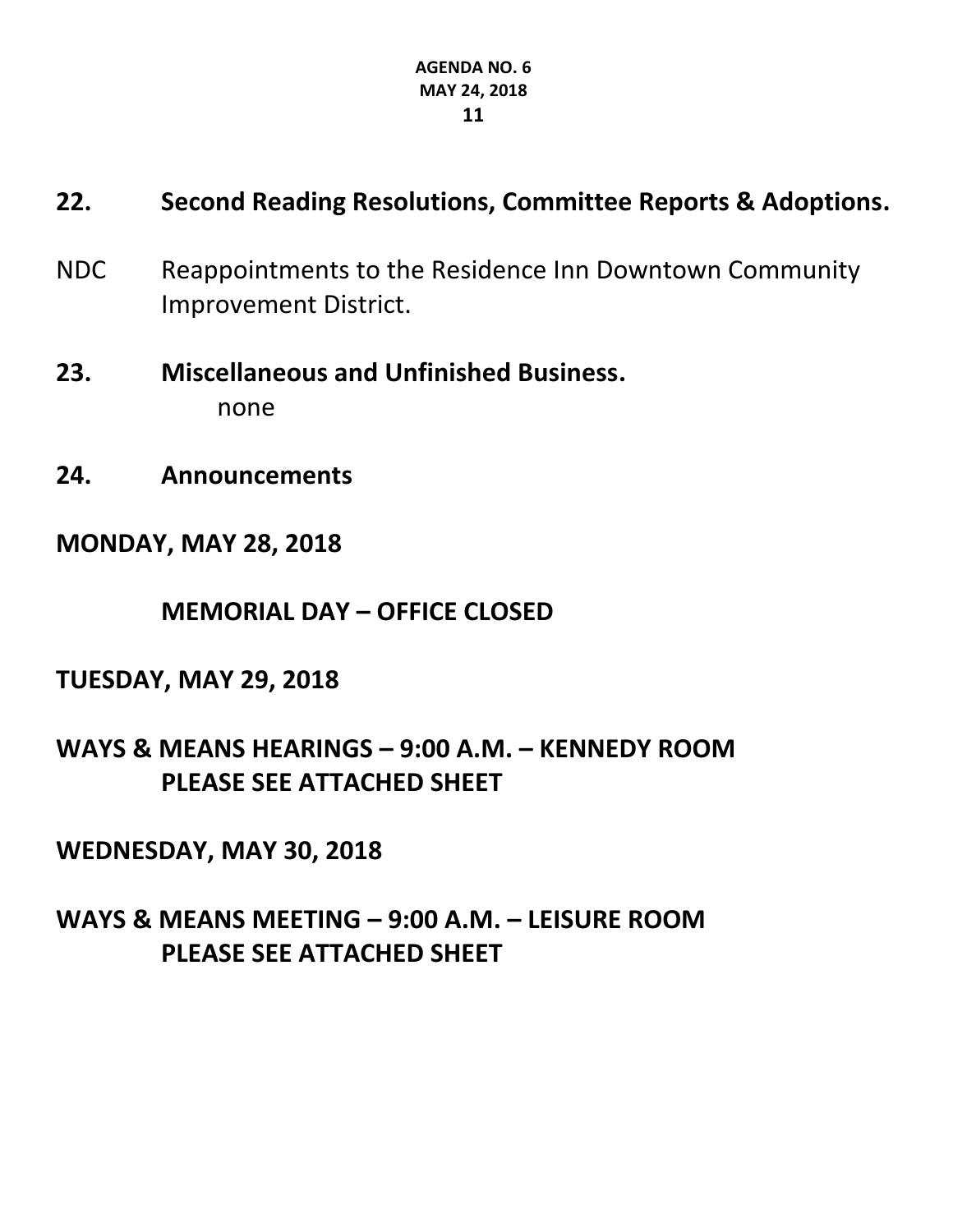## 22. Second Reading Resolutions, Committee Reports & Adoptions.

NDC Reappointments to the Residence Inn Downtown Community Improvement District.

## 23. Miscellaneous and Unfinished Business.

none

## 24. Announcements

**MONDAY, MAY 28, 2018**

**MEMORIAL DAY – OFFICE CLOSED**

**TUESDAY, MAY 29, 2018**

**WAYS & MEANS HEARINGS – 9:00 A.M. – KENNEDY ROOM**
**PLEASE SEE ATTACHED SHEET**

**WEDNESDAY, MAY 30, 2018**

**WAYS & MEANS MEETING – 9:00 A.M. – LEISURE ROOM**
**PLEASE SEE ATTACHED SHEET**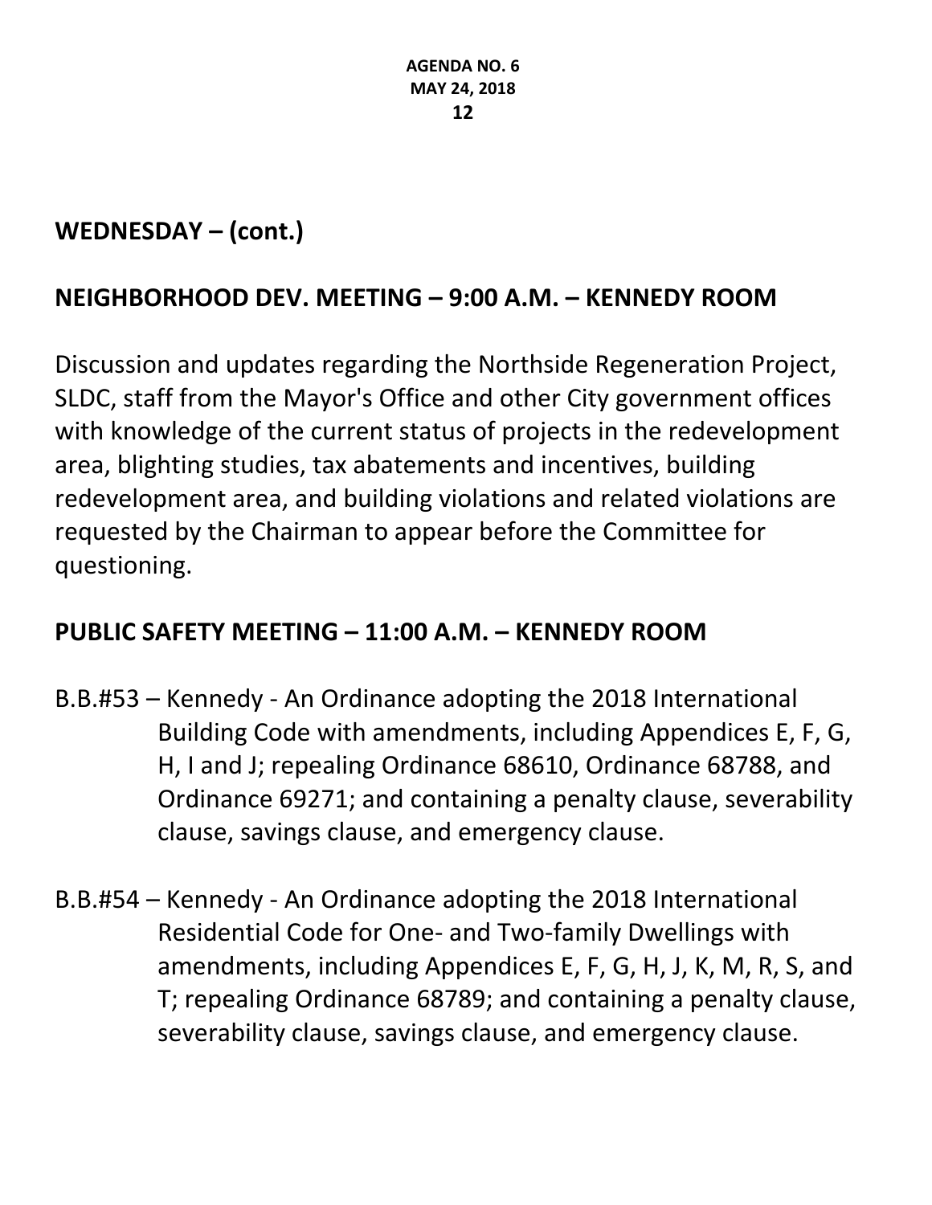## WEDNESDAY – (cont.)

## NEIGHBORHOOD DEV. MEETING – 9:00 A.M. – KENNEDY ROOM

Discussion and updates regarding the Northside Regeneration Project, SLDC, staff from the Mayor's Office and other City government offices with knowledge of the current status of projects in the redevelopment area, blighting studies, tax abatements and incentives, building redevelopment area, and building violations and related violations are requested by the Chairman to appear before the Committee for questioning.

## PUBLIC SAFETY MEETING – 11:00 A.M. – KENNEDY ROOM

B.B.#53 – Kennedy - An Ordinance adopting the 2018 International Building Code with amendments, including Appendices E, F, G, H, I and J; repealing Ordinance 68610, Ordinance 68788, and Ordinance 69271; and containing a penalty clause, severability clause, savings clause, and emergency clause.

B.B.#54 – Kennedy - An Ordinance adopting the 2018 International Residential Code for One- and Two-family Dwellings with amendments, including Appendices E, F, G, H, J, K, M, R, S, and T; repealing Ordinance 68789; and containing a penalty clause, severability clause, savings clause, and emergency clause.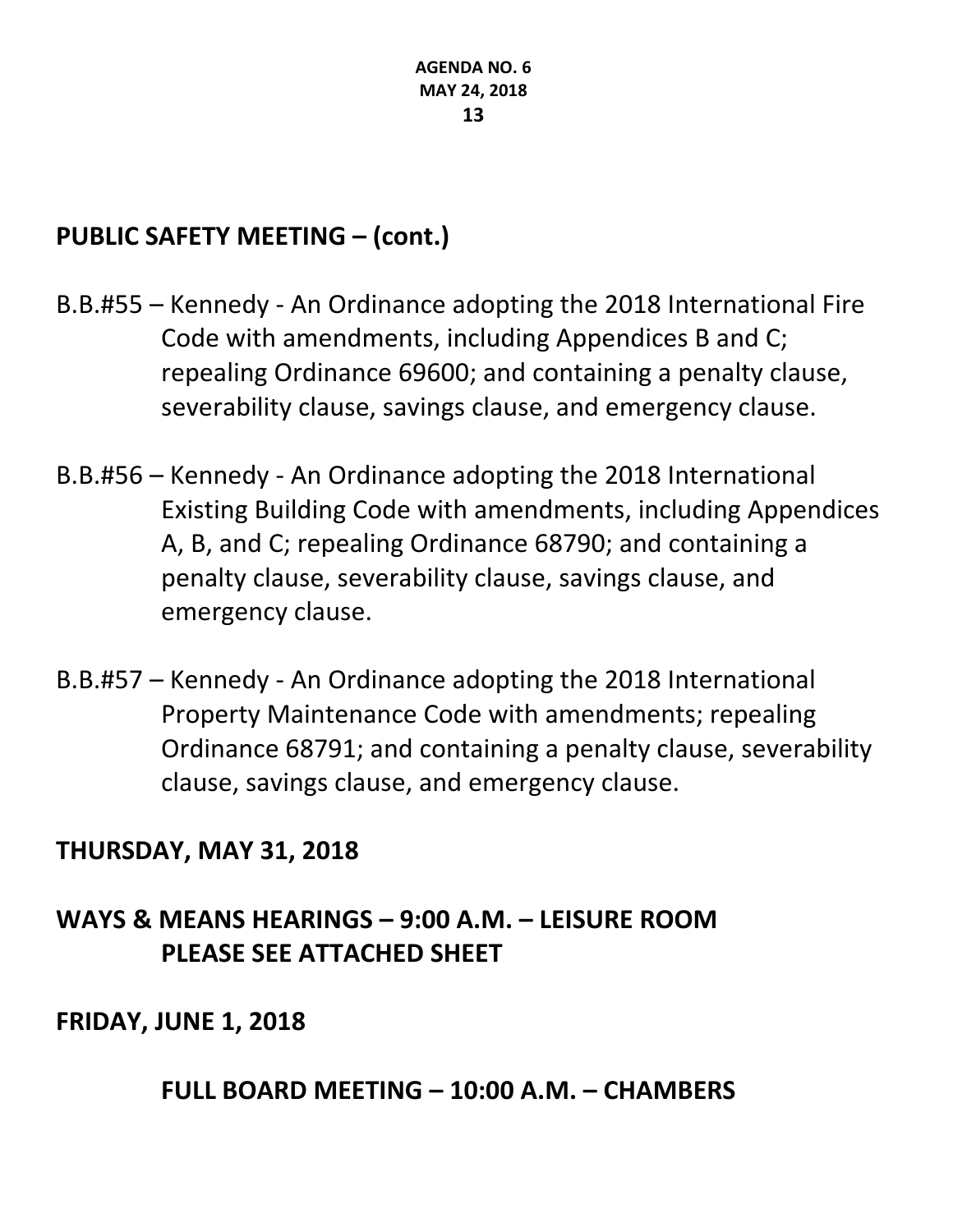## PUBLIC SAFETY MEETING – (cont.)

B.B.#55 – Kennedy - An Ordinance adopting the 2018 International Fire Code with amendments, including Appendices B and C; repealing Ordinance 69600; and containing a penalty clause, severability clause, savings clause, and emergency clause.

B.B.#56 – Kennedy - An Ordinance adopting the 2018 International Existing Building Code with amendments, including Appendices A, B, and C; repealing Ordinance 68790; and containing a penalty clause, severability clause, savings clause, and emergency clause.

B.B.#57 – Kennedy - An Ordinance adopting the 2018 International Property Maintenance Code with amendments; repealing Ordinance 68791; and containing a penalty clause, severability clause, savings clause, and emergency clause.

## THURSDAY, MAY 31, 2018

## WAYS & MEANS HEARINGS – 9:00 A.M. – LEISURE ROOM

**PLEASE SEE ATTACHED SHEET**

## FRIDAY, JUNE 1, 2018

**FULL BOARD MEETING – 10:00 A.M. – CHAMBERS**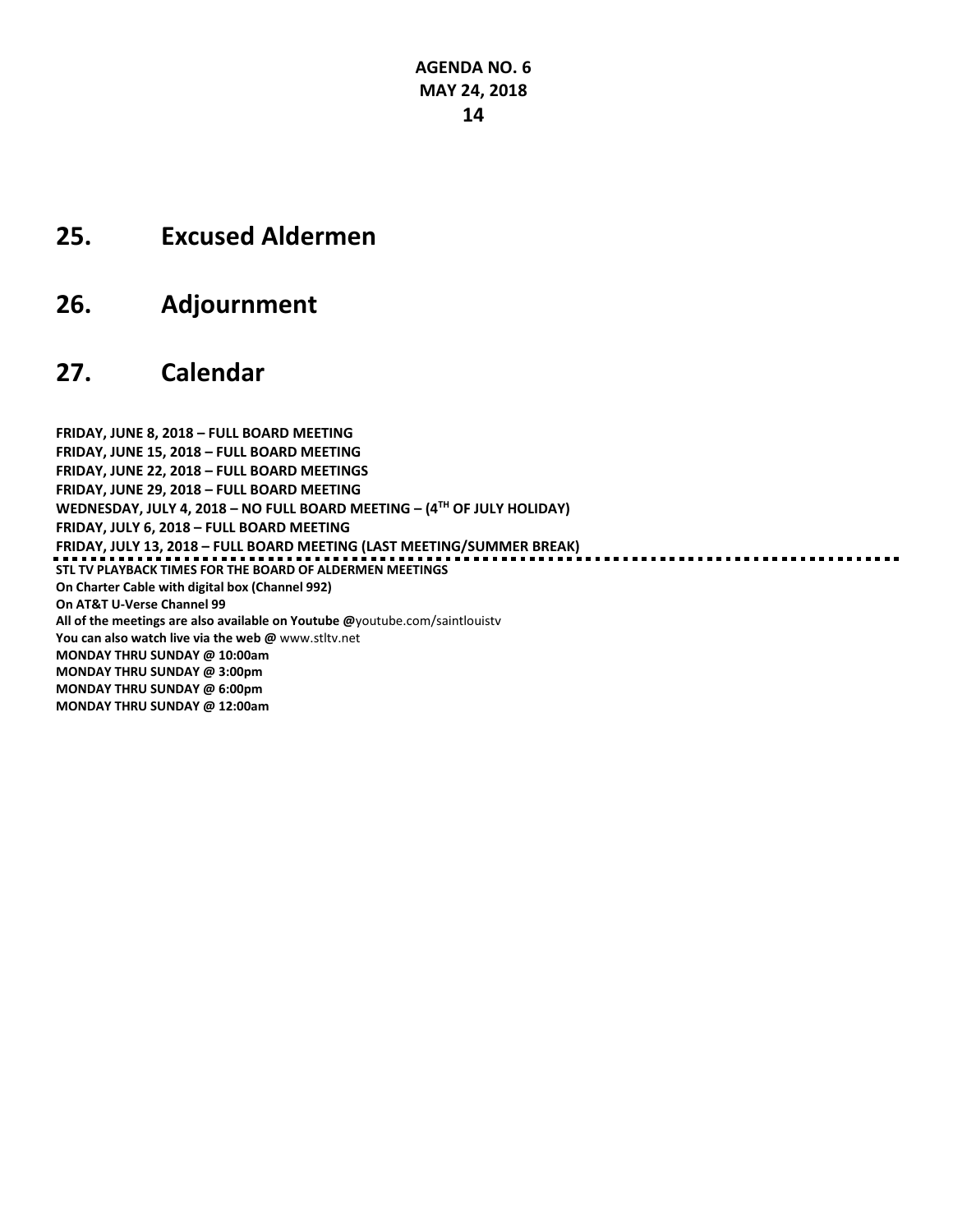# 25. Excused Aldermen

# 26. Adjournment

# 27. Calendar

**FRIDAY, JUNE 8, 2018 – FULL BOARD MEETING**
**FRIDAY, JUNE 15, 2018 – FULL BOARD MEETING**
**FRIDAY, JUNE 22, 2018 – FULL BOARD MEETINGS**
**FRIDAY, JUNE 29, 2018 – FULL BOARD MEETING**
**WEDNESDAY, JULY 4, 2018 – NO FULL BOARD MEETING – (4TH OF JULY HOLIDAY)**
**FRIDAY, JULY 6, 2018 – FULL BOARD MEETING**
**FRIDAY, JULY 13, 2018 – FULL BOARD MEETING (LAST MEETING/SUMMER BREAK)**

---

**STL TV PLAYBACK TIMES FOR THE BOARD OF ALDERMEN MEETINGS**
**On Charter Cable with digital box (Channel 992)**
**On AT&T U-Verse Channel 99**
**All of the meetings are also available on Youtube @**youtube.com/saintlouistv
**You can also watch live via the web @** www.stltv.net
**MONDAY THRU SUNDAY @ 10:00am**
**MONDAY THRU SUNDAY @ 3:00pm**
**MONDAY THRU SUNDAY @ 6:00pm**
**MONDAY THRU SUNDAY @ 12:00am**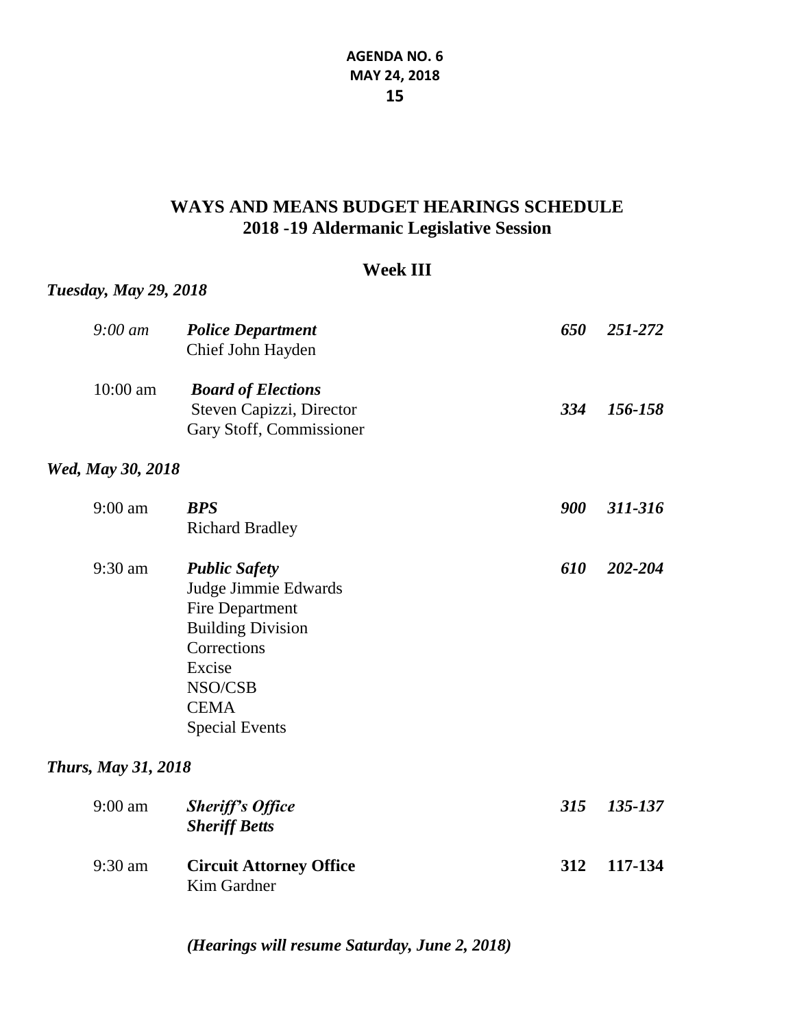**AGENDA NO. 6**
**MAY 24, 2018**

## WAYS AND MEANS BUDGET HEARINGS SCHEDULE
## 2018 -19 Aldermanic Legislative Session

### Week III

***Tuesday, May 29, 2018***

| | | | |
|---|---|---|---|
| *9:00 am* | ***Police Department***<br>Chief John Hayden | ***650*** | ***251-272*** |
| 10:00 am | ***Board of Elections***<br>Steven Capizzi, Director<br>Gary Stoff, Commissioner | ***334*** | ***156-158*** |

***Wed, May 30, 2018***

| | | | |
|---|---|---|---|
| 9:00 am | ***BPS***<br>Richard Bradley | ***900*** | ***311-316*** |
| 9:30 am | ***Public Safety***<br>Judge Jimmie Edwards<br>Fire Department<br>Building Division<br>Corrections<br>Excise<br>NSO/CSB<br>CEMA<br>Special Events | ***610*** | ***202-204*** |

***Thurs, May 31, 2018***

| | | | |
|---|---|---|---|
| 9:00 am | ***Sheriff's Office***<br>***Sheriff Betts*** | ***315*** | ***135-137*** |
| 9:30 am | **Circuit Attorney Office**<br>Kim Gardner | **312** | **117-134** |

***(Hearings will resume Saturday, June 2, 2018)***